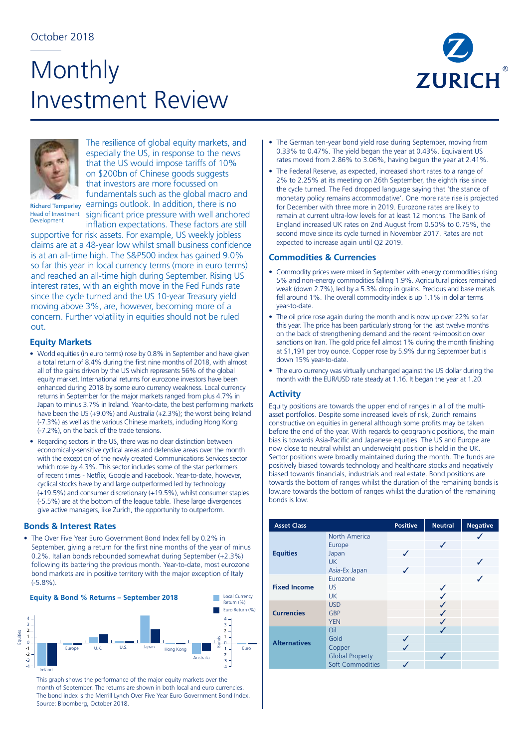October 2018

# Monthly Investment Review

Richard Temperley
Head of Investment Development

The resilience of global equity markets, and especially the US, in response to the news that the US would impose tariffs of 10% on $200bn of Chinese goods suggests that investors are more focussed on fundamentals such as the global macro and earnings outlook. In addition, there is no significant price pressure with well anchored inflation expectations. These factors are still supportive for risk assets. For example, US weekly jobless claims are at a 48-year low whilst small business confidence is at an all-time high. The S&P500 index has gained 9.0% so far this year in local currency terms (more in euro terms) and reached an all-time high during September. Rising US interest rates, with an eighth move in the Fed Funds rate since the cycle turned and the US 10-year Treasury yield moving above 3%, are, however, becoming more of a concern. Further volatility in equities should not be ruled out.

## Equity Markets

- World equities (in euro terms) rose by 0.8% in September and have given a total return of 8.4% during the first nine months of 2018, with almost all of the gains driven by the US which represents 56% of the global equity market. International returns for eurozone investors have been enhanced during 2018 by some euro currency weakness. Local currency returns in September for the major markets ranged from plus 4.7% in Japan to minus 3.7% in Ireland. Year-to-date, the best performing markets have been the US (+9.0%) and Australia (+2.3%); the worst being Ireland (-7.3%) as well as the various Chinese markets, including Hong Kong (-7.2%), on the back of the trade tensions.
- Regarding sectors in the US, there was no clear distinction between economically-sensitive cyclical areas and defensive areas over the month with the exception of the newly created Communications Services sector which rose by 4.3%. This sector includes some of the star performers of recent times - Netflix, Google and Facebook. Year-to-date, however, cyclical stocks have by and large outperformed led by technology (+19.5%) and consumer discretionary (+19.5%), whilst consumer staples (-5.5%) are at the bottom of the league table. These large divergences give active managers, like Zurich, the opportunity to outperform.

## Bonds & Interest Rates

- The Over Five Year Euro Government Bond Index fell by 0.2% in September, giving a return for the first nine months of the year of minus 0.2%. Italian bonds rebounded somewhat during September (+2.3%) following its battering the previous month. Year-to-date, most eurozone bond markets are in positive territory with the major exception of Italy (-5.8%).

**Equity & Bond % Returns – September 2018**

This graph shows the performance of the major equity markets over the month of September. The returns are shown in both local and euro currencies. The bond index is the Merrill Lynch Over Five Year Euro Government Bond Index. Source: Bloomberg, October 2018.

- The German ten-year bond yield rose during September, moving from 0.33% to 0.47%. The yield began the year at 0.43%. Equivalent US rates moved from 2.86% to 3.06%, having begun the year at 2.41%.
- The Federal Reserve, as expected, increased short rates to a range of 2% to 2.25% at its meeting on 26th September, the eighth rise since the cycle turned. The Fed dropped language saying that 'the stance of monetary policy remains accommodative'. One more rate rise is projected for December with three more in 2019. Eurozone rates are likely to remain at current ultra-low levels for at least 12 months. The Bank of England increased UK rates on 2nd August from 0.50% to 0.75%, the second move since its cycle turned in November 2017. Rates are not expected to increase again until Q2 2019.

## Commodities & Currencies

- Commodity prices were mixed in September with energy commodities rising 5% and non-energy commodities falling 1.9%. Agricultural prices remained weak (down 2.7%), led by a 5.3% drop in grains. Precious and base metals fell around 1%. The overall commodity index is up 1.1% in dollar terms year-to-date.
- The oil price rose again during the month and is now up over 22% so far this year. The price has been particularly strong for the last twelve months on the back of strengthening demand and the recent re-imposition over sanctions on Iran. The gold price fell almost 1% during the month finishing at $1,191 per troy ounce. Copper rose by 5.9% during September but is down 15% year-to-date.
- The euro currency was virtually unchanged against the US dollar during the month with the EUR/USD rate steady at 1.16. It began the year at 1.20.

## Activity

Equity positions are towards the upper end of ranges in all of the multi-asset portfolios. Despite some increased levels of risk, Zurich remains constructive on equities in general although some profits may be taken before the end of the year. With regards to geographic positions, the main bias is towards Asia-Pacific and Japanese equities. The US and Europe are now close to neutral whilst an underweight position is held in the UK. Sector positions were broadly maintained during the month. The funds are positively biased towards technology and healthcare stocks and negatively biased towards financials, industrials and real estate. Bond positions are towards the bottom of ranges whilst the duration of the remaining bonds is low.are towards the bottom of ranges whilst the duration of the remaining bonds is low.

| Asset Class | | Positive | Neutral | Negative |
|---|---|---|---|---|
| Equities | North America | | | ✓ |
| | Europe | | ✓ | |
| | Japan | ✓ | | |
| | UK | | | ✓ |
| | Asia-Ex Japan | ✓ | | |
| Fixed Income | Eurozone | | | ✓ |
| | US | | ✓ | |
| | UK | | ✓ | |
| Currencies | USD | | ✓ | |
| | GBP | | ✓ | |
| | YEN | | ✓ | |
| Alternatives | Oil | | ✓ | |
| | Gold | ✓ | | |
| | Copper | ✓ | | |
| | Global Property | | ✓ | |
| | Soft Commodities | ✓ | | |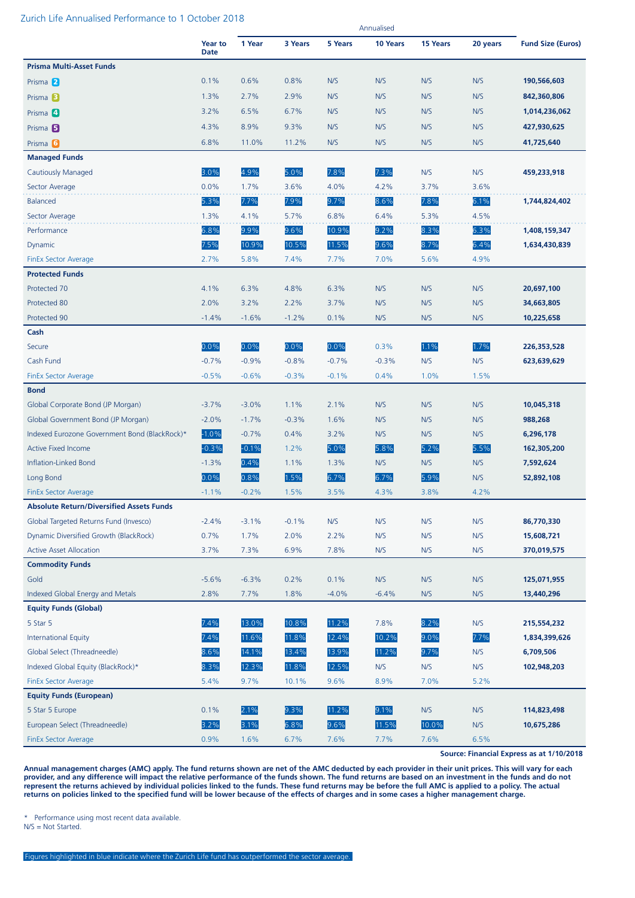## Zurich Life Annualised Performance to 1 October 2018

| | Year to Date | Annualised | | | | | | Fund Size (Euros) |
|---|---|---|---|---|---|---|---|---|
| | | 1 Year | 3 Years | 5 Years | 10 Years | 15 Years | 20 years | |
| **Prisma Multi-Asset Funds** | | | | | | | | |
| Prisma 2 | 0.1% | 0.6% | 0.8% | N/S | N/S | N/S | N/S | **190,566,603** |
| Prisma 3 | 1.3% | 2.7% | 2.9% | N/S | N/S | N/S | N/S | **842,360,806** |
| Prisma 4 | 3.2% | 6.5% | 6.7% | N/S | N/S | N/S | N/S | **1,014,236,062** |
| Prisma 5 | 4.3% | 8.9% | 9.3% | N/S | N/S | N/S | N/S | **427,930,625** |
| Prisma 6 | 6.8% | 11.0% | 11.2% | N/S | N/S | N/S | N/S | **41,725,640** |
| **Managed Funds** | | | | | | | | |
| Cautiously Managed | 3.0% | 4.9% | 5.0% | 7.8% | 7.3% | N/S | N/S | **459,233,918** |
| Sector Average | 0.0% | 1.7% | 3.6% | 4.0% | 4.2% | 3.7% | 3.6% | |
| Balanced | 5.3% | 7.7% | 7.9% | 9.7% | 8.6% | 7.8% | 6.1% | **1,744,824,402** |
| Sector Average | 1.3% | 4.1% | 5.7% | 6.8% | 6.4% | 5.3% | 4.5% | |
| Performance | 6.8% | 9.9% | 9.6% | 10.9% | 9.2% | 8.3% | 6.3% | **1,408,159,347** |
| Dynamic | 7.5% | 10.9% | 10.5% | 11.5% | 9.6% | 8.7% | 6.4% | **1,634,430,839** |
| FinEx Sector Average | 2.7% | 5.8% | 7.4% | 7.7% | 7.0% | 5.6% | 4.9% | |
| **Protected Funds** | | | | | | | | |
| Protected 70 | 4.1% | 6.3% | 4.8% | 6.3% | N/S | N/S | N/S | **20,697,100** |
| Protected 80 | 2.0% | 3.2% | 2.2% | 3.7% | N/S | N/S | N/S | **34,663,805** |
| Protected 90 | -1.4% | -1.6% | -1.2% | 0.1% | N/S | N/S | N/S | **10,225,658** |
| **Cash** | | | | | | | | |
| Secure | 0.0% | 0.0% | 0.0% | 0.0% | 0.3% | 1.1% | 1.7% | **226,353,528** |
| Cash Fund | -0.7% | -0.9% | -0.8% | -0.7% | -0.3% | N/S | N/S | **623,639,629** |
| FinEx Sector Average | -0.5% | -0.6% | -0.3% | -0.1% | 0.4% | 1.0% | 1.5% | |
| **Bond** | | | | | | | | |
| Global Corporate Bond (JP Morgan) | -3.7% | -3.0% | 1.1% | 2.1% | N/S | N/S | N/S | **10,045,318** |
| Global Government Bond (JP Morgan) | -2.0% | -1.7% | -0.3% | 1.6% | N/S | N/S | N/S | **988,268** |
| Indexed Eurozone Government Bond (BlackRock)* | -1.0% | -0.7% | 0.4% | 3.2% | N/S | N/S | N/S | **6,296,178** |
| Active Fixed Income | -0.3% | -0.1% | 1.2% | 5.0% | 5.8% | 5.2% | 5.5% | **162,305,200** |
| Inflation-Linked Bond | -1.3% | 0.4% | 1.1% | 1.3% | N/S | N/S | N/S | **7,592,624** |
| Long Bond | 0.0% | 0.8% | 1.5% | 6.7% | 6.7% | 5.9% | N/S | **52,892,108** |
| FinEx Sector Average | -1.1% | -0.2% | 1.5% | 3.5% | 4.3% | 3.8% | 4.2% | |
| **Absolute Return/Diversified Assets Funds** | | | | | | | | |
| Global Targeted Returns Fund (Invesco) | -2.4% | -3.1% | -0.1% | N/S | N/S | N/S | N/S | **86,770,330** |
| Dynamic Diversified Growth (BlackRock) | 0.7% | 1.7% | 2.0% | 2.2% | N/S | N/S | N/S | **15,608,721** |
| Active Asset Allocation | 3.7% | 7.3% | 6.9% | 7.8% | N/S | N/S | N/S | **370,019,575** |
| **Commodity Funds** | | | | | | | | |
| Gold | -5.6% | -6.3% | 0.2% | 0.1% | N/S | N/S | N/S | **125,071,955** |
| Indexed Global Energy and Metals | 2.8% | 7.7% | 1.8% | -4.0% | -6.4% | N/S | N/S | **13,440,296** |
| **Equity Funds (Global)** | | | | | | | | |
| 5 Star 5 | 7.4% | 13.0% | 10.8% | 11.2% | 7.8% | 8.2% | N/S | **215,554,232** |
| International Equity | 7.4% | 11.6% | 11.8% | 12.4% | 10.2% | 9.0% | 7.7% | **1,834,399,626** |
| Global Select (Threadneedle) | 8.6% | 14.1% | 13.4% | 13.9% | 11.2% | 9.7% | N/S | **6,709,506** |
| Indexed Global Equity (BlackRock)* | 8.3% | 12.3% | 11.8% | 12.5% | N/S | N/S | N/S | **102,948,203** |
| FinEx Sector Average | 5.4% | 9.7% | 10.1% | 9.6% | 8.9% | 7.0% | 5.2% | |
| **Equity Funds (European)** | | | | | | | | |
| 5 Star 5 Europe | 0.1% | 2.1% | 9.3% | 11.2% | 9.1% | N/S | N/S | **114,823,498** |
| European Select (Threadneedle) | 3.2% | 3.1% | 6.8% | 9.6% | 11.5% | 10.0% | N/S | **10,675,286** |
| FinEx Sector Average | 0.9% | 1.6% | 6.7% | 7.6% | 7.7% | 7.6% | 6.5% | |

**Source: Financial Express as at 1/10/2018**

**Annual management charges (AMC) apply. The fund returns shown are net of the AMC deducted by each provider in their unit prices. This will vary for each provider, and any difference will impact the relative performance of the funds shown. The fund returns are based on an investment in the funds and do not represent the returns achieved by individual policies linked to the funds. These fund returns may be before the full AMC is applied to a policy. The actual returns on policies linked to the specified fund will be lower because of the effects of charges and in some cases a higher management charge.**

\* Performance using most recent data available.
N/S = Not Started.

Figures highlighted in blue indicate where the Zurich Life fund has outperformed the sector average.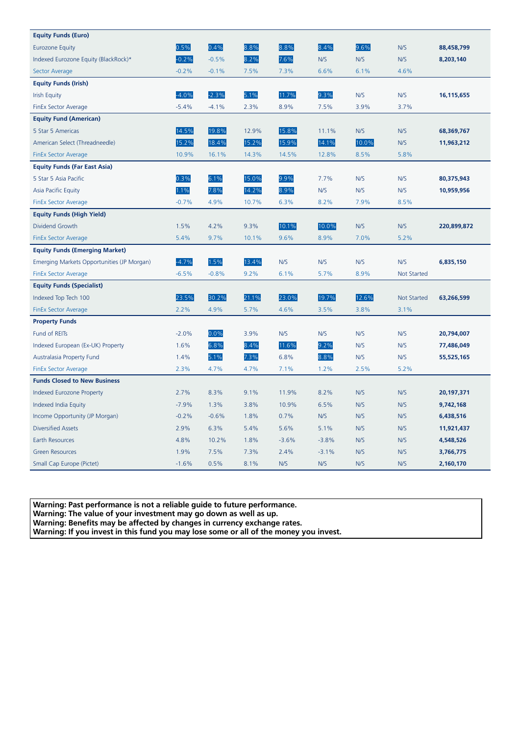| | | | | | | | | |
|---|---|---|---|---|---|---|---|---|
| **Equity Funds (Euro)** | | | | | | | | |
| Eurozone Equity | 0.5% | 0.4% | 8.8% | 8.8% | 8.4% | 9.6% | N/S | **88,458,799** |
| Indexed Eurozone Equity (BlackRock)* | -0.2% | -0.5% | 8.2% | 7.6% | N/S | N/S | N/S | **8,203,140** |
| Sector Average | -0.2% | -0.1% | 7.5% | 7.3% | 6.6% | 6.1% | 4.6% | |
| **Equity Funds (Irish)** | | | | | | | | |
| Irish Equity | -4.0% | -2.3% | 5.1% | 11.7% | 9.3% | N/S | N/S | **16,115,655** |
| FinEx Sector Average | -5.4% | -4.1% | 2.3% | 8.9% | 7.5% | 3.9% | 3.7% | |
| **Equity Fund (American)** | | | | | | | | |
| 5 Star 5 Americas | 14.5% | 19.8% | 12.9% | 15.8% | 11.1% | N/S | N/S | **68,369,767** |
| American Select (Threadneedle) | 15.2% | 18.4% | 15.2% | 15.9% | 14.1% | 10.0% | N/S | **11,963,212** |
| FinEx Sector Average | 10.9% | 16.1% | 14.3% | 14.5% | 12.8% | 8.5% | 5.8% | |
| **Equity Funds (Far East Asia)** | | | | | | | | |
| 5 Star 5 Asia Pacific | 0.3% | 6.1% | 15.0% | 9.9% | 7.7% | N/S | N/S | **80,375,943** |
| Asia Pacific Equity | 1.1% | 7.8% | 14.2% | 8.9% | N/S | N/S | N/S | **10,959,956** |
| FinEx Sector Average | -0.7% | 4.9% | 10.7% | 6.3% | 8.2% | 7.9% | 8.5% | |
| **Equity Funds (High Yield)** | | | | | | | | |
| Dividend Growth | 1.5% | 4.2% | 9.3% | 10.1% | 10.0% | N/S | N/S | **220,899,872** |
| FinEx Sector Average | 5.4% | 9.7% | 10.1% | 9.6% | 8.9% | 7.0% | 5.2% | |
| **Equity Funds (Emerging Market)** | | | | | | | | |
| Emerging Markets Opportunities (JP Morgan) | -4.7% | 1.5% | 13.4% | N/S | N/S | N/S | N/S | **6,835,150** |
| FinEx Sector Average | -6.5% | -0.8% | 9.2% | 6.1% | 5.7% | 8.9% | Not Started | |
| **Equity Funds (Specialist)** | | | | | | | | |
| Indexed Top Tech 100 | 23.5% | 30.2% | 21.1% | 23.0% | 19.7% | 12.6% | Not Started | **63,266,599** |
| FinEx Sector Average | 2.2% | 4.9% | 5.7% | 4.6% | 3.5% | 3.8% | 3.1% | |
| **Property Funds** | | | | | | | | |
| Fund of REITs | -2.0% | 0.0% | 3.9% | N/S | N/S | N/S | N/S | **20,794,007** |
| Indexed European (Ex-UK) Property | 1.6% | 6.8% | 8.4% | 11.6% | 9.2% | N/S | N/S | **77,486,049** |
| Australasia Property Fund | 1.4% | 5.1% | 7.3% | 6.8% | 8.8% | N/S | N/S | **55,525,165** |
| FinEx Sector Average | 2.3% | 4.7% | 4.7% | 7.1% | 1.2% | 2.5% | 5.2% | |
| **Funds Closed to New Business** | | | | | | | | |
| Indexed Eurozone Property | 2.7% | 8.3% | 9.1% | 11.9% | 8.2% | N/S | N/S | **20,197,371** |
| Indexed India Equity | -7.9% | 1.3% | 3.8% | 10.9% | 6.5% | N/S | N/S | **9,742,168** |
| Income Opportunity (JP Morgan) | -0.2% | -0.6% | 1.8% | 0.7% | N/S | N/S | N/S | **6,438,516** |
| Diversified Assets | 2.9% | 6.3% | 5.4% | 5.6% | 5.1% | N/S | N/S | **11,921,437** |
| Earth Resources | 4.8% | 10.2% | 1.8% | -3.6% | -3.8% | N/S | N/S | **4,548,526** |
| Green Resources | 1.9% | 7.5% | 7.3% | 2.4% | -3.1% | N/S | N/S | **3,766,775** |
| Small Cap Europe (Pictet) | -1.6% | 0.5% | 8.1% | N/S | N/S | N/S | N/S | **2,160,170** |

**Warning: Past performance is not a reliable guide to future performance.**
**Warning: The value of your investment may go down as well as up.**
**Warning: Benefits may be affected by changes in currency exchange rates.**
**Warning: If you invest in this fund you may lose some or all of the money you invest.**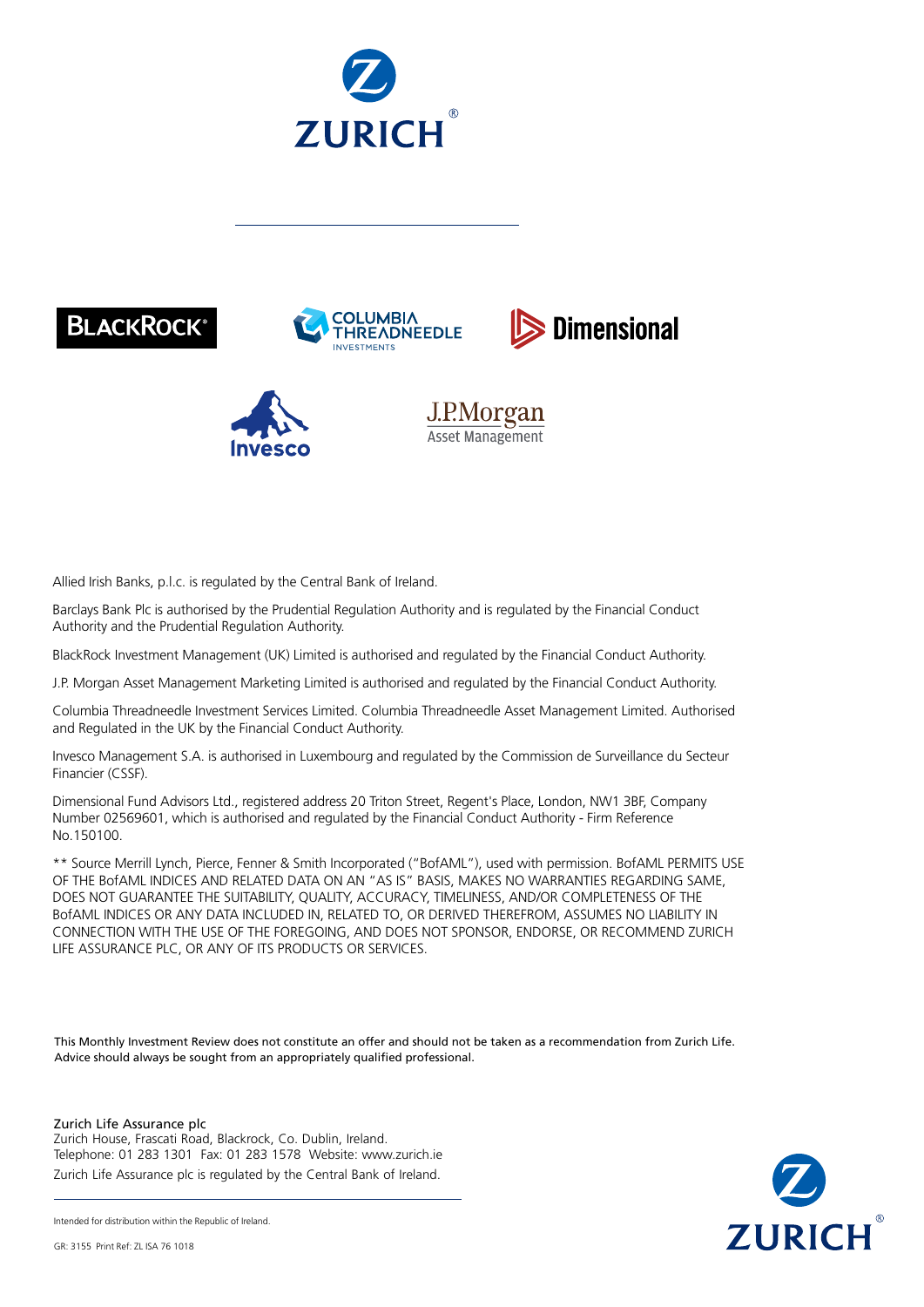Allied Irish Banks, p.l.c. is regulated by the Central Bank of Ireland.

Barclays Bank Plc is authorised by the Prudential Regulation Authority and is regulated by the Financial Conduct Authority and the Prudential Regulation Authority.

BlackRock Investment Management (UK) Limited is authorised and regulated by the Financial Conduct Authority.

J.P. Morgan Asset Management Marketing Limited is authorised and regulated by the Financial Conduct Authority.

Columbia Threadneedle Investment Services Limited. Columbia Threadneedle Asset Management Limited. Authorised and Regulated in the UK by the Financial Conduct Authority.

Invesco Management S.A. is authorised in Luxembourg and regulated by the Commission de Surveillance du Secteur Financier (CSSF).

Dimensional Fund Advisors Ltd., registered address 20 Triton Street, Regent's Place, London, NW1 3BF, Company Number 02569601, which is authorised and regulated by the Financial Conduct Authority - Firm Reference No.150100.

** Source Merrill Lynch, Pierce, Fenner & Smith Incorporated ("BofAML"), used with permission. BofAML PERMITS USE OF THE BofAML INDICES AND RELATED DATA ON AN "AS IS" BASIS, MAKES NO WARRANTIES REGARDING SAME, DOES NOT GUARANTEE THE SUITABILITY, QUALITY, ACCURACY, TIMELINESS, AND/OR COMPLETENESS OF THE BofAML INDICES OR ANY DATA INCLUDED IN, RELATED TO, OR DERIVED THEREFROM, ASSUMES NO LIABILITY IN CONNECTION WITH THE USE OF THE FOREGOING, AND DOES NOT SPONSOR, ENDORSE, OR RECOMMEND ZURICH LIFE ASSURANCE PLC, OR ANY OF ITS PRODUCTS OR SERVICES.

This Monthly Investment Review does not constitute an offer and should not be taken as a recommendation from Zurich Life. Advice should always be sought from an appropriately qualified professional.

Zurich Life Assurance plc
Zurich House, Frascati Road, Blackrock, Co. Dublin, Ireland.
Telephone: 01 283 1301 Fax: 01 283 1578 Website: www.zurich.ie
Zurich Life Assurance plc is regulated by the Central Bank of Ireland.

Intended for distribution within the Republic of Ireland.

GR: 3155 Print Ref: ZL ISA 76 1018